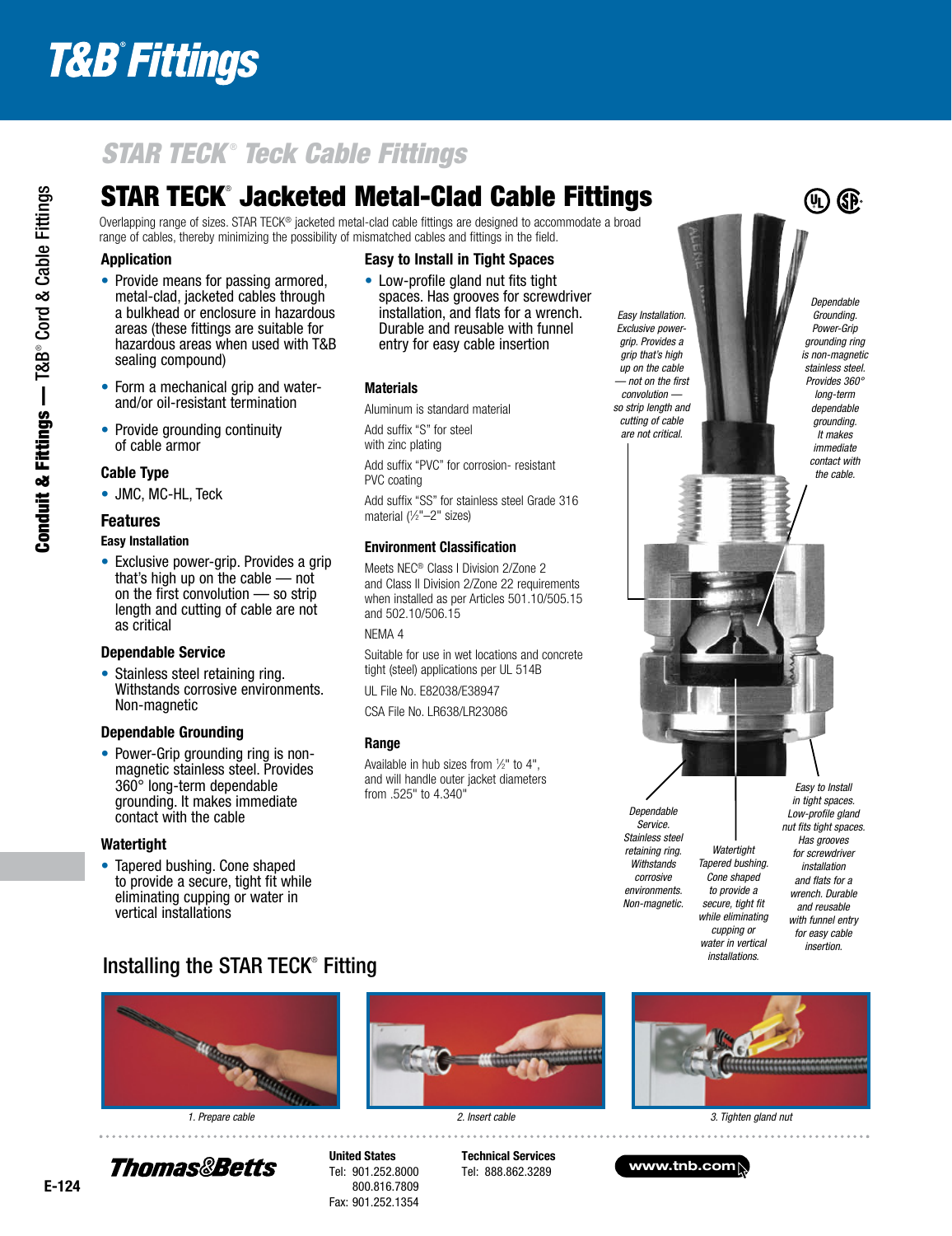# T&B® Fittings

## STAR TECK® Teck Cable Fittings

## STAR TECK® Jacketed Metal-Clad Cable Fittings

Overlapping range of sizes. STAR TECK® jacketed metal-clad cable fittings are designed to accommodate a broad range of cables, thereby minimizing the possibility of mismatched cables and fittings in the field.

### Application

- Provide means for passing armored, metal-clad, jacketed cables through a bulkhead or enclosure in hazardous areas (these fittings are suitable for hazardous areas when used with T&B sealing compound)
- Form a mechanical grip and water- and/or oil-resistant termination
- Provide grounding continuity of cable armor

### Cable Type

- JMC, MC-HL, Teck

### Features

**Easy Installation**

- Exclusive power-grip. Provides a grip that's high up on the cable — not on the first convolution — so strip length and cutting of cable are not as critical

**Dependable Service**

- Stainless steel retaining ring. Withstands corrosive environments. Non-magnetic

**Dependable Grounding**

- Power-Grip grounding ring is non-magnetic stainless steel. Provides 360° long-term dependable grounding. It makes immediate contact with the cable

**Watertight**

- Tapered bushing. Cone shaped to provide a secure, tight fit while eliminating cupping or water in vertical installations

### Easy to Install in Tight Spaces

- Low-profile gland nut fits tight spaces. Has grooves for screwdriver installation, and flats for a wrench. Durable and reusable with funnel entry for easy cable insertion

### Materials

Aluminum is standard material

Add suffix "S" for steel with zinc plating

Add suffix "PVC" for corrosion- resistant PVC coating

Add suffix "SS" for stainless steel Grade 316 material (½"–2" sizes)

### Environment Classification

Meets NEC® Class I Division 2/Zone 2 and Class II Division 2/Zone 22 requirements when installed as per Articles 501.10/505.15 and 502.10/506.15

NEMA 4

Suitable for use in wet locations and concrete tight (steel) applications per UL 514B

UL File No. E82038/E38947

CSA File No. LR638/LR23086

### Range

Available in hub sizes from ½" to 4", and will handle outer jacket diameters from .525" to 4.340"

*Easy Installation. Exclusive power-grip. Provides a grip that's high up on the cable — not on the first convolution — so strip length and cutting of cable are not critical.*

*Dependable Grounding. Power-Grip grounding ring is non-magnetic stainless steel. Provides 360° long-term dependable grounding. It makes immediate contact with the cable.*

*Dependable Service. Stainless steel retaining ring. Withstands corrosive environments. Non-magnetic.*

*Watertight Tapered bushing. Cone shaped to provide a secure, tight fit while eliminating cupping or water in vertical installations.*

*Easy to Install in tight spaces. Low-profile gland nut fits tight spaces. Has grooves for screwdriver installation and flats for a wrench. Durable and reusable with funnel entry for easy cable insertion.*

## Installing the STAR TECK® Fitting

*1. Prepare cable*

*2. Insert cable*

*3. Tighten gland nut*

Thomas&Betts

**United States**
Tel: 901.252.8000
800.816.7809
Fax: 901.252.1354

**Technical Services**
Tel: 888.862.3289

www.tnb.com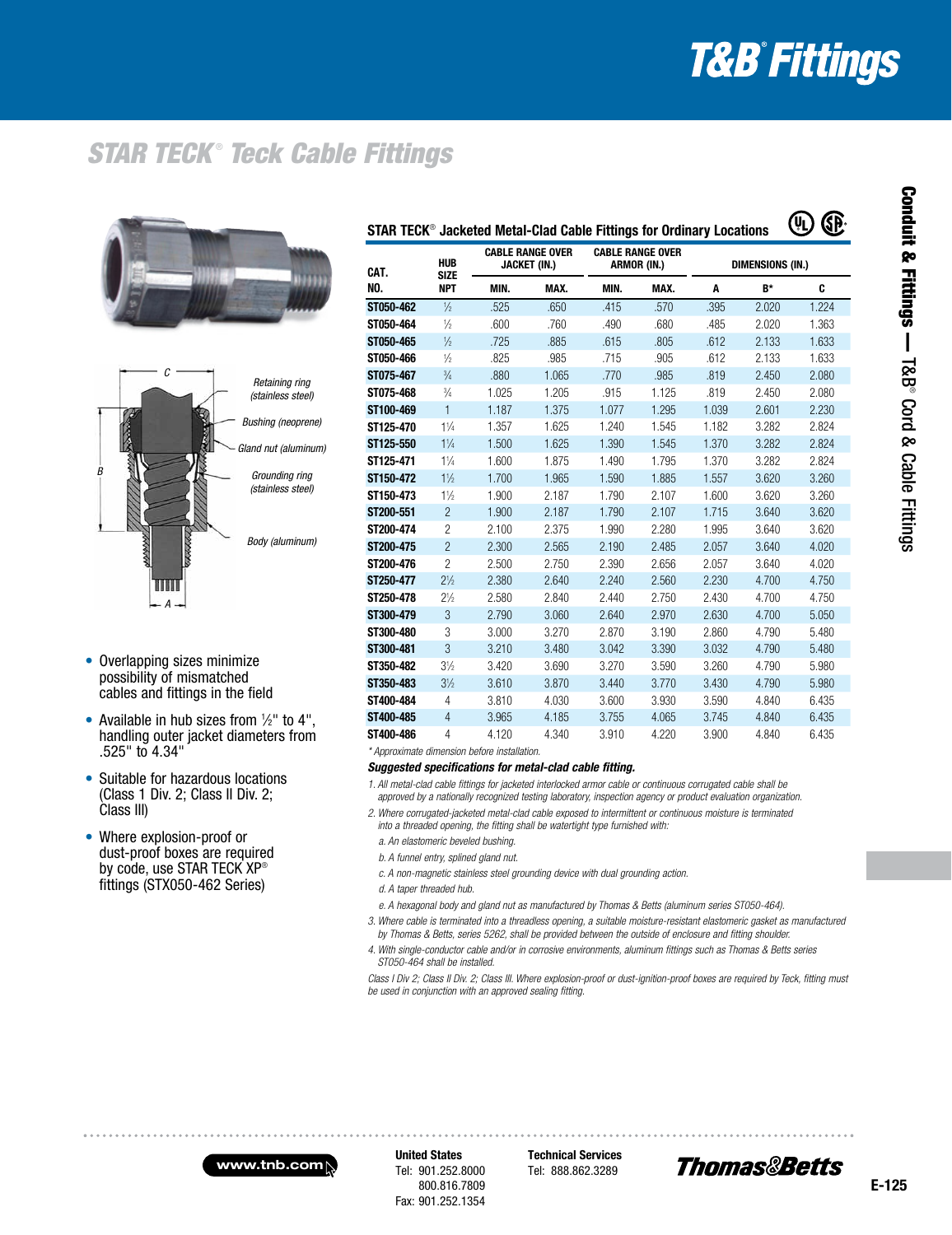# STAR TECK® Teck Cable Fittings

Retaining ring (stainless steel)

Bushing (neoprene)

Gland nut (aluminum)

Grounding ring (stainless steel)

Body (aluminum)

- Overlapping sizes minimize possibility of mismatched cables and fittings in the field
- Available in hub sizes from ½" to 4", handling outer jacket diameters from .525" to 4.34"
- Suitable for hazardous locations (Class 1 Div. 2; Class II Div. 2; Class III)
- Where explosion-proof or dust-proof boxes are required by code, use STAR TECK XP® fittings (STX050-462 Series)

## STAR TECK® Jacketed Metal-Clad Cable Fittings for Ordinary Locations

| CAT. NO. | HUB SIZE NPT | CABLE RANGE OVER JACKET (IN.) MIN. | CABLE RANGE OVER JACKET (IN.) MAX. | CABLE RANGE OVER ARMOR (IN.) MIN. | CABLE RANGE OVER ARMOR (IN.) MAX. | DIMENSIONS (IN.) A | DIMENSIONS (IN.) B* | DIMENSIONS (IN.) C |
|---|---|---|---|---|---|---|---|---|
| ST050-462 | ½ | .525 | .650 | .415 | .570 | .395 | 2.020 | 1.224 |
| ST050-464 | ½ | .600 | .760 | .490 | .680 | .485 | 2.020 | 1.363 |
| ST050-465 | ½ | .725 | .885 | .615 | .805 | .612 | 2.133 | 1.633 |
| ST050-466 | ½ | .825 | .985 | .715 | .905 | .612 | 2.133 | 1.633 |
| ST075-467 | ¾ | .880 | 1.065 | .770 | .985 | .819 | 2.450 | 2.080 |
| ST075-468 | ¾ | 1.025 | 1.205 | .915 | 1.125 | .819 | 2.450 | 2.080 |
| ST100-469 | 1 | 1.187 | 1.375 | 1.077 | 1.295 | 1.039 | 2.601 | 2.230 |
| ST125-470 | 1¼ | 1.357 | 1.625 | 1.240 | 1.545 | 1.182 | 3.282 | 2.824 |
| ST125-550 | 1¼ | 1.500 | 1.625 | 1.390 | 1.545 | 1.370 | 3.282 | 2.824 |
| ST125-471 | 1¼ | 1.600 | 1.875 | 1.490 | 1.795 | 1.370 | 3.282 | 2.824 |
| ST150-472 | 1½ | 1.700 | 1.965 | 1.590 | 1.885 | 1.557 | 3.620 | 3.260 |
| ST150-473 | 1½ | 1.900 | 2.187 | 1.790 | 2.107 | 1.600 | 3.620 | 3.260 |
| ST200-551 | 2 | 1.900 | 2.187 | 1.790 | 2.107 | 1.715 | 3.640 | 3.620 |
| ST200-474 | 2 | 2.100 | 2.375 | 1.990 | 2.280 | 1.995 | 3.640 | 3.620 |
| ST200-475 | 2 | 2.300 | 2.565 | 2.190 | 2.485 | 2.057 | 3.640 | 4.020 |
| ST200-476 | 2 | 2.500 | 2.750 | 2.390 | 2.656 | 2.057 | 3.640 | 4.020 |
| ST250-477 | 2½ | 2.380 | 2.640 | 2.240 | 2.560 | 2.230 | 4.700 | 4.750 |
| ST250-478 | 2½ | 2.580 | 2.840 | 2.440 | 2.750 | 2.430 | 4.700 | 4.750 |
| ST300-479 | 3 | 2.790 | 3.060 | 2.640 | 2.970 | 2.630 | 4.700 | 5.050 |
| ST300-480 | 3 | 3.000 | 3.270 | 2.870 | 3.190 | 2.860 | 4.790 | 5.480 |
| ST300-481 | 3 | 3.210 | 3.480 | 3.042 | 3.390 | 3.032 | 4.790 | 5.480 |
| ST350-482 | 3½ | 3.420 | 3.690 | 3.270 | 3.590 | 3.260 | 4.790 | 5.980 |
| ST350-483 | 3½ | 3.610 | 3.870 | 3.440 | 3.770 | 3.430 | 4.790 | 5.980 |
| ST400-484 | 4 | 3.810 | 4.030 | 3.600 | 3.930 | 3.590 | 4.840 | 6.435 |
| ST400-485 | 4 | 3.965 | 4.185 | 3.755 | 4.065 | 3.745 | 4.840 | 6.435 |
| ST400-486 | 4 | 4.120 | 4.340 | 3.910 | 4.220 | 3.900 | 4.840 | 6.435 |

*\* Approximate dimension before installation.*

***Suggested specifications for metal-clad cable fitting.***

*1. All metal-clad cable fittings for jacketed interlocked armor cable or continuous corrugated cable shall be approved by a nationally recognized testing laboratory, inspection agency or product evaluation organization.*

*2. Where corrugated-jacketed metal-clad cable exposed to intermittent or continuous moisture is terminated into a threaded opening, the fitting shall be watertight type furnished with:*

*a. An elastomeric beveled bushing.*

*b. A funnel entry, splined gland nut.*

*c. A non-magnetic stainless steel grounding device with dual grounding action.*

*d. A taper threaded hub.*

*e. A hexagonal body and gland nut as manufactured by Thomas & Betts (aluminum series ST050-464).*

*3. Where cable is terminated into a threadless opening, a suitable moisture-resistant elastomeric gasket as manufactured by Thomas & Betts, series 5262, shall be provided between the outside of enclosure and fitting shoulder.*

*4. With single-conductor cable and/or in corrosive environments, aluminum fittings such as Thomas & Betts series ST050-464 shall be installed.*

*Class I Div 2; Class II Div. 2; Class III. Where explosion-proof or dust-ignition-proof boxes are required by Teck, fitting must be used in conjunction with an approved sealing fitting.*

www.tnb.com

**United States**
Tel: 901.252.8000
800.816.7809
Fax: 901.252.1354

**Technical Services**
Tel: 888.862.3289